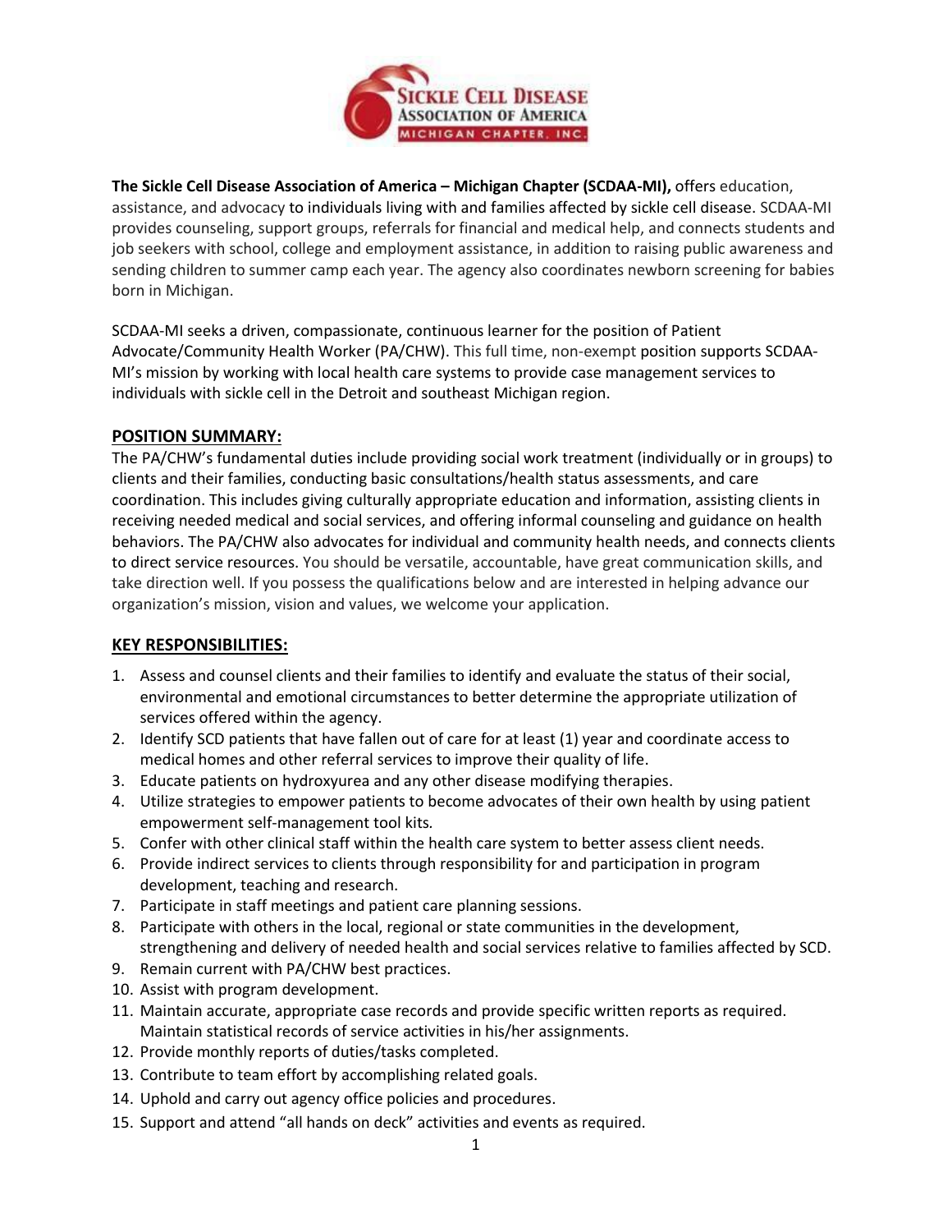**The Sickle Cell Disease Association of America – Michigan Chapter (SCDAA-MI),** offers education, assistance, and advocacy to individuals living with and families affected by sickle cell disease. SCDAA-MI provides counseling, support groups, referrals for financial and medical help, and connects students and job seekers with school, college and employment assistance, in addition to raising public awareness and sending children to summer camp each year. The agency also coordinates newborn screening for babies born in Michigan.

SCDAA-MI seeks a driven, compassionate, continuous learner for the position of Patient Advocate/Community Health Worker (PA/CHW). This full time, non-exempt position supports SCDAA-MI's mission by working with local health care systems to provide case management services to individuals with sickle cell in the Detroit and southeast Michigan region.

## POSITION SUMMARY:

The PA/CHW's fundamental duties include providing social work treatment (individually or in groups) to clients and their families, conducting basic consultations/health status assessments, and care coordination. This includes giving culturally appropriate education and information, assisting clients in receiving needed medical and social services, and offering informal counseling and guidance on health behaviors. The PA/CHW also advocates for individual and community health needs, and connects clients to direct service resources. You should be versatile, accountable, have great communication skills, and take direction well. If you possess the qualifications below and are interested in helping advance our organization's mission, vision and values, we welcome your application.

## KEY RESPONSIBILITIES:

1. Assess and counsel clients and their families to identify and evaluate the status of their social, environmental and emotional circumstances to better determine the appropriate utilization of services offered within the agency.
2. Identify SCD patients that have fallen out of care for at least (1) year and coordinate access to medical homes and other referral services to improve their quality of life.
3. Educate patients on hydroxyurea and any other disease modifying therapies.
4. Utilize strategies to empower patients to become advocates of their own health by using patient empowerment self-management tool kits*.*
5. Confer with other clinical staff within the health care system to better assess client needs.
6. Provide indirect services to clients through responsibility for and participation in program development, teaching and research.
7. Participate in staff meetings and patient care planning sessions.
8. Participate with others in the local, regional or state communities in the development, strengthening and delivery of needed health and social services relative to families affected by SCD.
9. Remain current with PA/CHW best practices.
10. Assist with program development.
11. Maintain accurate, appropriate case records and provide specific written reports as required. Maintain statistical records of service activities in his/her assignments.
12. Provide monthly reports of duties/tasks completed.
13. Contribute to team effort by accomplishing related goals.
14. Uphold and carry out agency office policies and procedures.
15. Support and attend "all hands on deck" activities and events as required.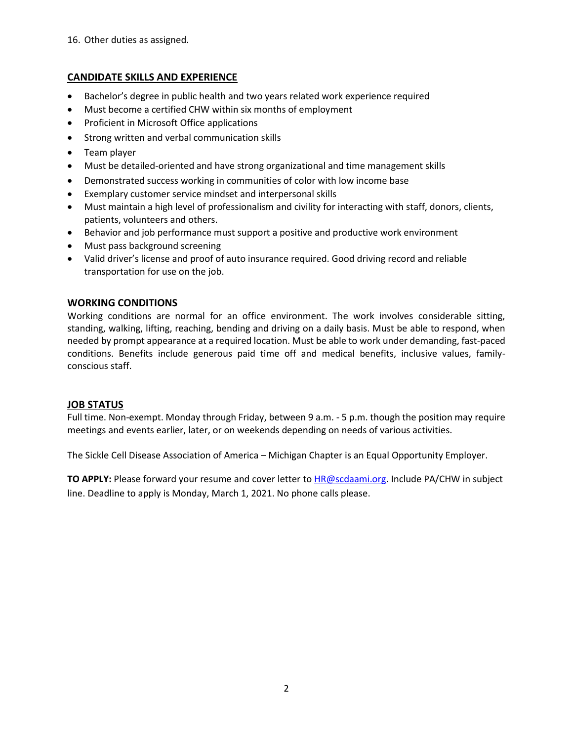16. Other duties as assigned.

## CANDIDATE SKILLS AND EXPERIENCE

- Bachelor's degree in public health and two years related work experience required
- Must become a certified CHW within six months of employment
- Proficient in Microsoft Office applications
- Strong written and verbal communication skills
- Team player
- Must be detailed-oriented and have strong organizational and time management skills
- Demonstrated success working in communities of color with low income base
- Exemplary customer service mindset and interpersonal skills
- Must maintain a high level of professionalism and civility for interacting with staff, donors, clients, patients, volunteers and others.
- Behavior and job performance must support a positive and productive work environment
- Must pass background screening
- Valid driver's license and proof of auto insurance required. Good driving record and reliable transportation for use on the job.

## WORKING CONDITIONS

Working conditions are normal for an office environment. The work involves considerable sitting, standing, walking, lifting, reaching, bending and driving on a daily basis. Must be able to respond, when needed by prompt appearance at a required location. Must be able to work under demanding, fast-paced conditions. Benefits include generous paid time off and medical benefits, inclusive values, family-conscious staff.

## JOB STATUS

Full time. Non-exempt. Monday through Friday, between 9 a.m. - 5 p.m. though the position may require meetings and events earlier, later, or on weekends depending on needs of various activities.

The Sickle Cell Disease Association of America – Michigan Chapter is an Equal Opportunity Employer.

**TO APPLY:** Please forward your resume and cover letter to HR@scdaami.org. Include PA/CHW in subject line. Deadline to apply is Monday, March 1, 2021. No phone calls please.